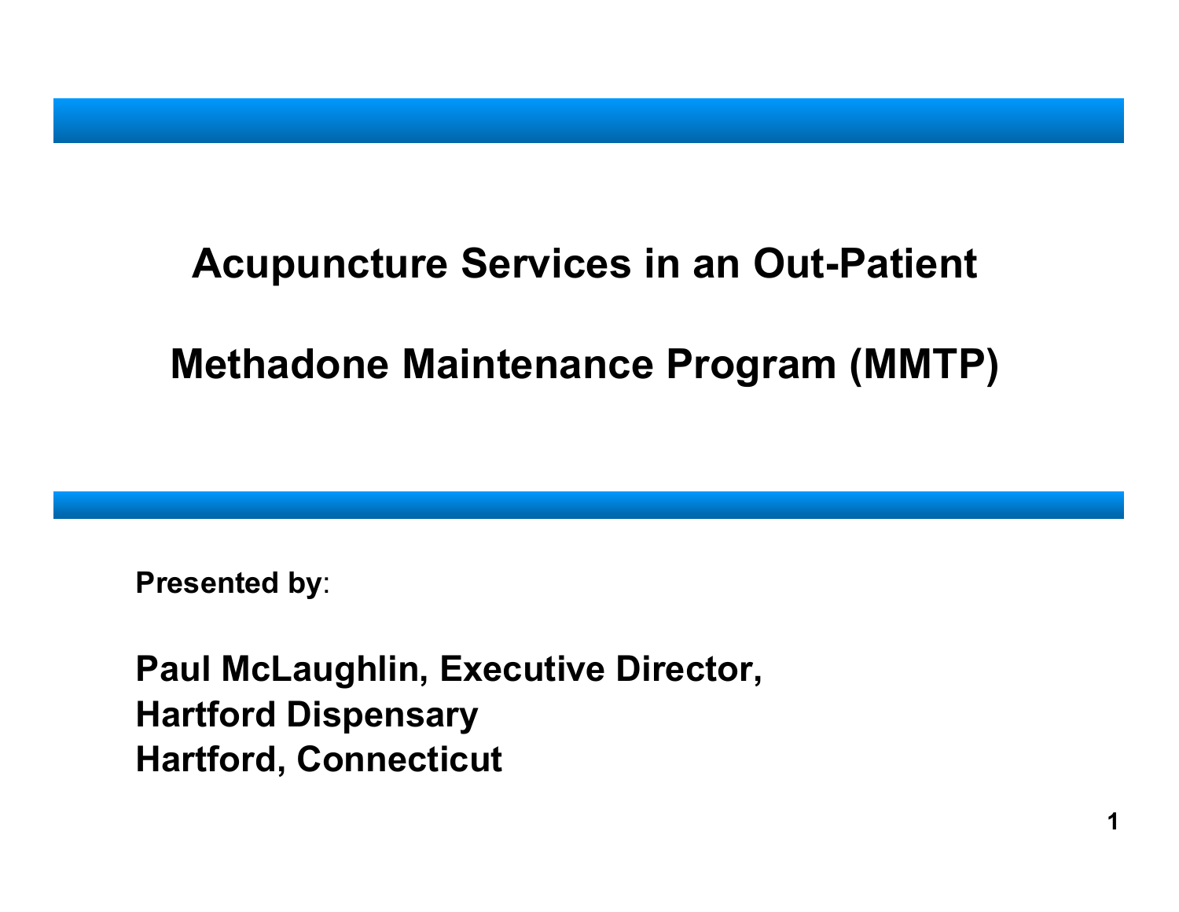# Acupuncture Services in an Out-Patient Methadone Maintenance Program (MMTP)

**Presented by**:

**Paul McLaughlin, Executive Director,**
**Hartford Dispensary**
**Hartford, Connecticut**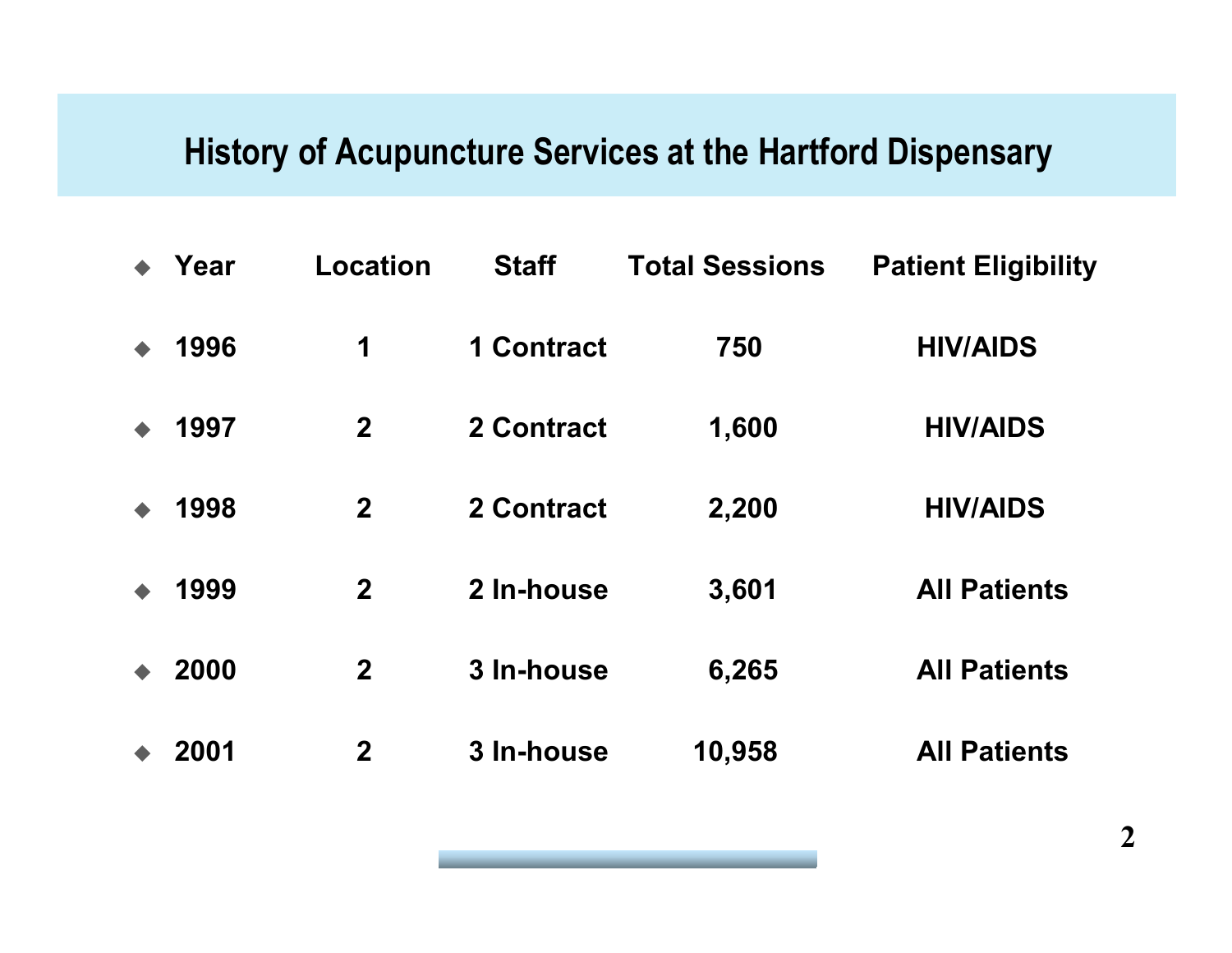# History of Acupuncture Services at the Hartford Dispensary

| Year | Location | Staff | Total Sessions | Patient Eligibility |
|---|---|---|---|---|
| 1996 | 1 | 1 Contract | 750 | HIV/AIDS |
| 1997 | 2 | 2 Contract | 1,600 | HIV/AIDS |
| 1998 | 2 | 2 Contract | 2,200 | HIV/AIDS |
| 1999 | 2 | 2 In-house | 3,601 | All Patients |
| 2000 | 2 | 3 In-house | 6,265 | All Patients |
| 2001 | 2 | 3 In-house | 10,958 | All Patients |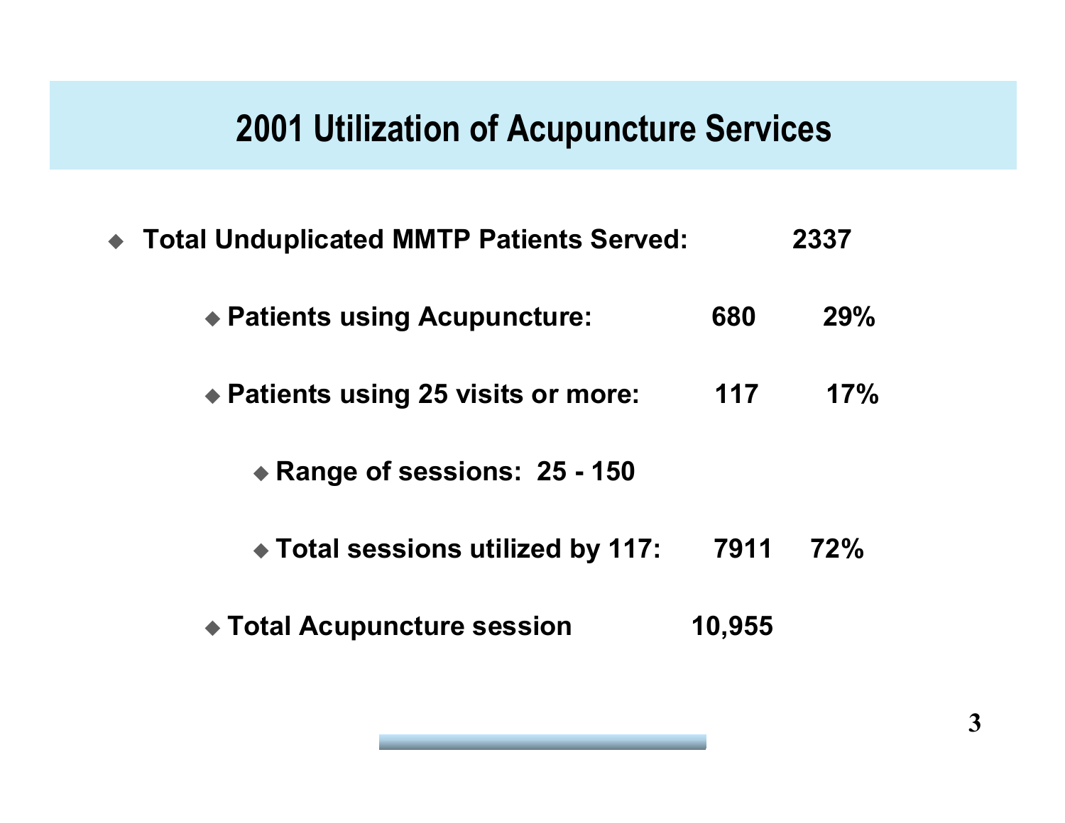# 2001 Utilization of Acupuncture Services

- **Total Unduplicated MMTP Patients Served: 2337**
  - **Patients using Acupuncture: 680 29%**
  - **Patients using 25 visits or more: 117 17%**
    - **Range of sessions: 25 - 150**
    - **Total sessions utilized by 117: 7911 72%**
  - **Total Acupuncture session 10,955**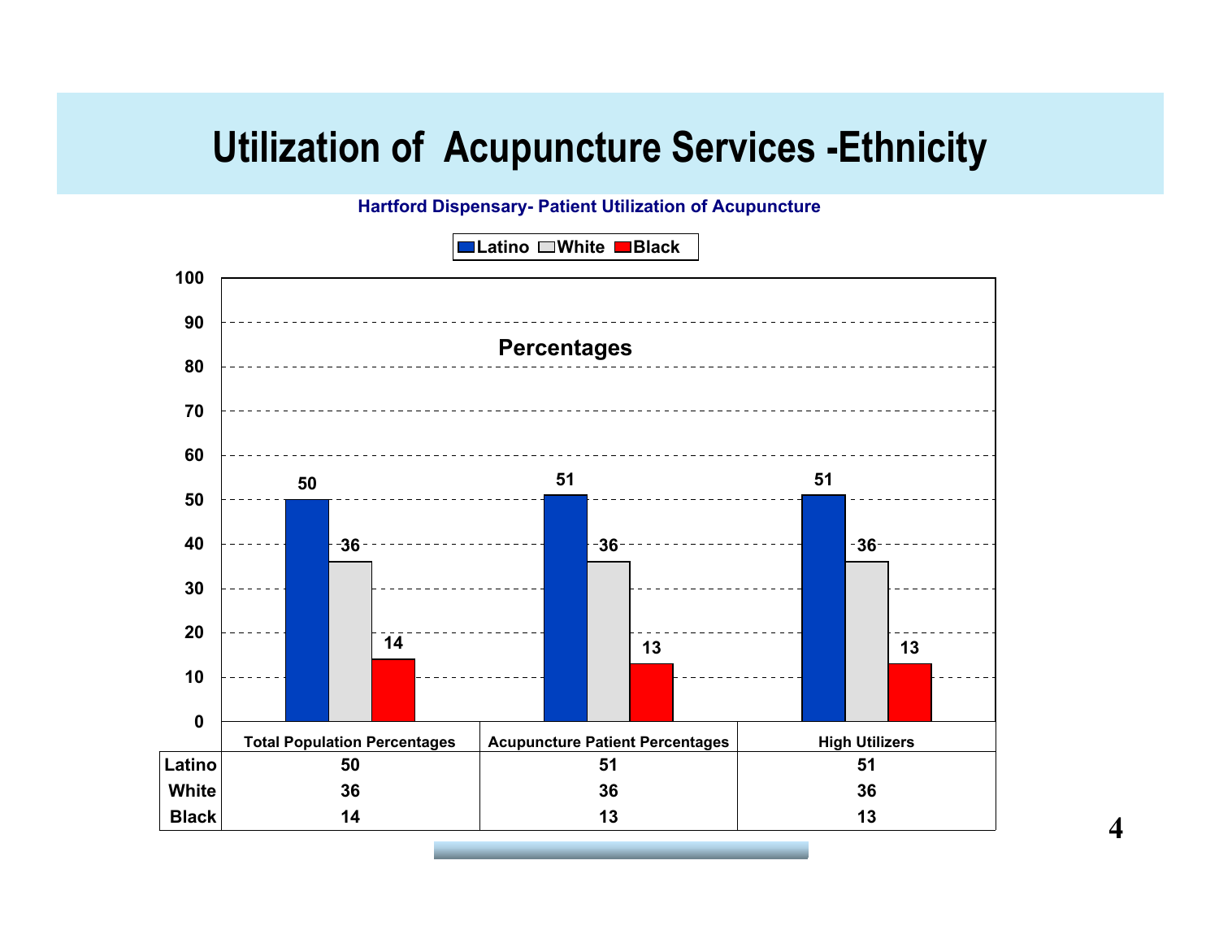# Utilization of Acupuncture Services -Ethnicity

**Hartford Dispensary- Patient Utilization of Acupuncture**

**Percentages**

| | Total Population Percentages | Acupuncture Patient Percentages | High Utilizers |
|---|---|---|---|
| Latino | 50 | 51 | 51 |
| White | 36 | 36 | 36 |
| Black | 14 | 13 | 13 |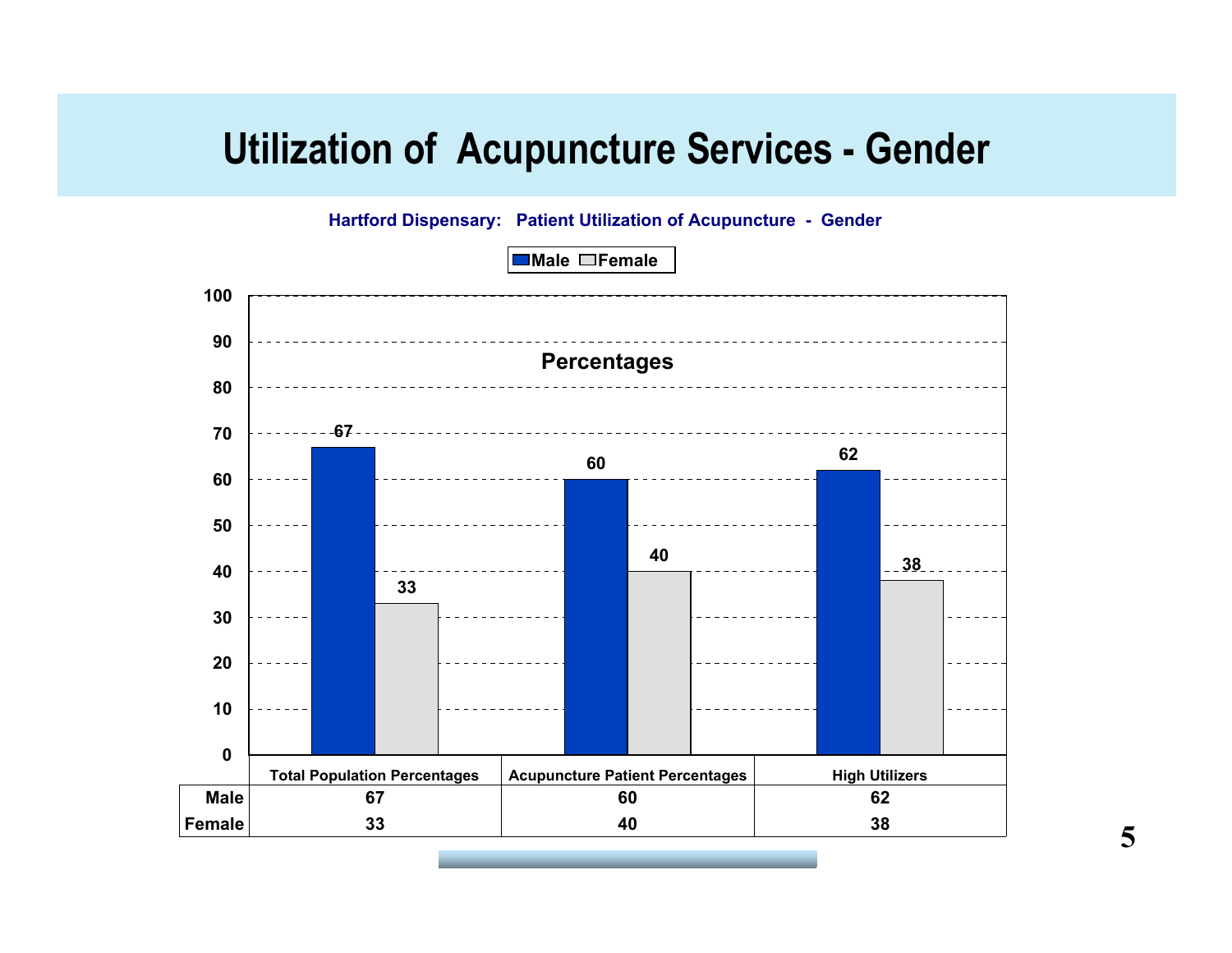# Utilization of Acupuncture Services - Gender

**Hartford Dispensary: Patient Utilization of Acupuncture - Gender**

Percentages

| | Total Population Percentages | Acupuncture Patient Percentages | High Utilizers |
|---|---|---|---|
| Male | 67 | 60 | 62 |
| Female | 33 | 40 | 38 |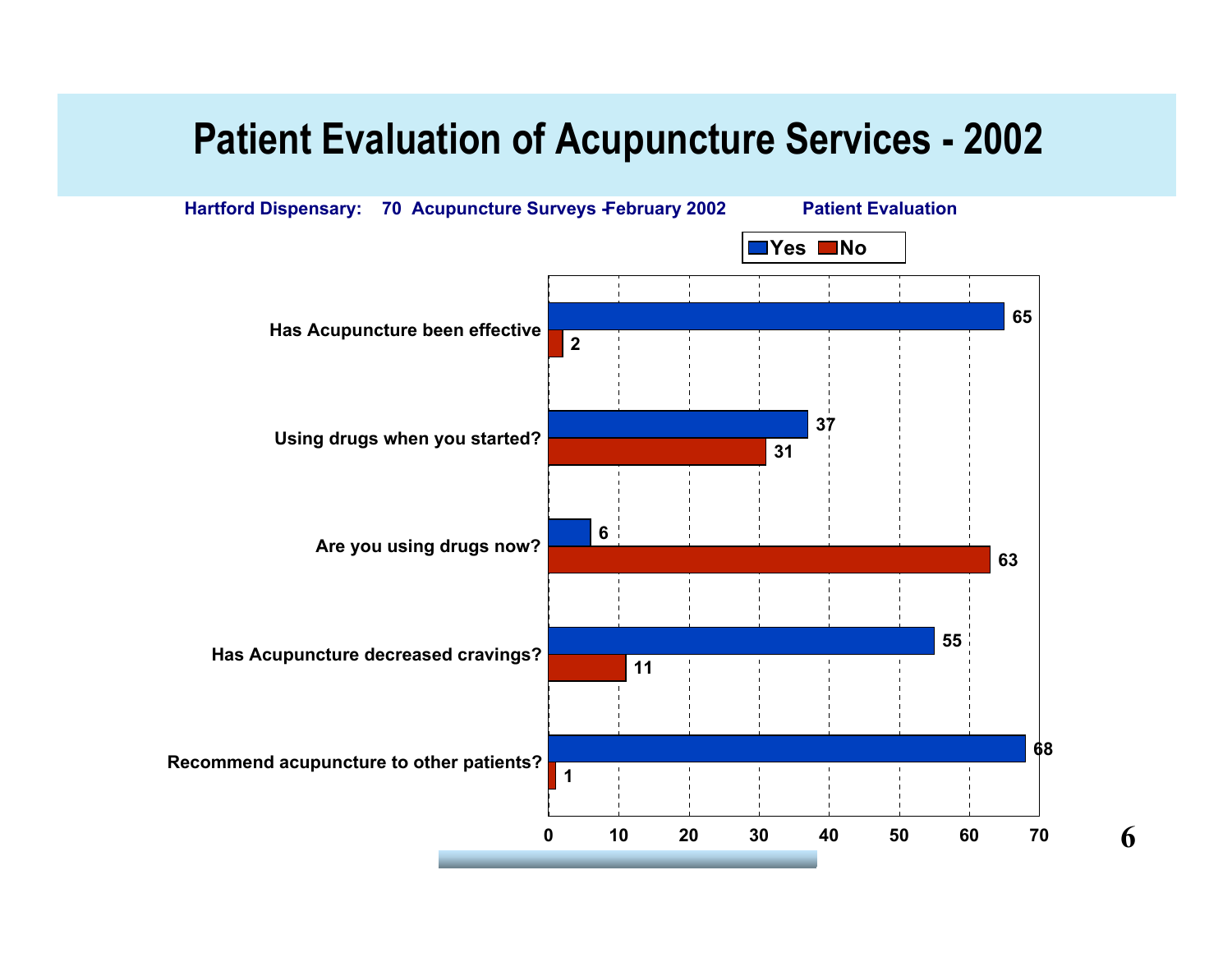# Patient Evaluation of Acupuncture Services - 2002

**Hartford Dispensary: 70 Acupuncture Surveys - February 2002** | **Patient Evaluation**

| Question | Yes | No |
|---|---|---|
| Has Acupuncture been effective | 65 | 2 |
| Using drugs when you started? | 37 | 31 |
| Are you using drugs now? | 6 | 63 |
| Has Acupuncture decreased cravings? | 55 | 11 |
| Recommend acupuncture to other patients? | 68 | 1 |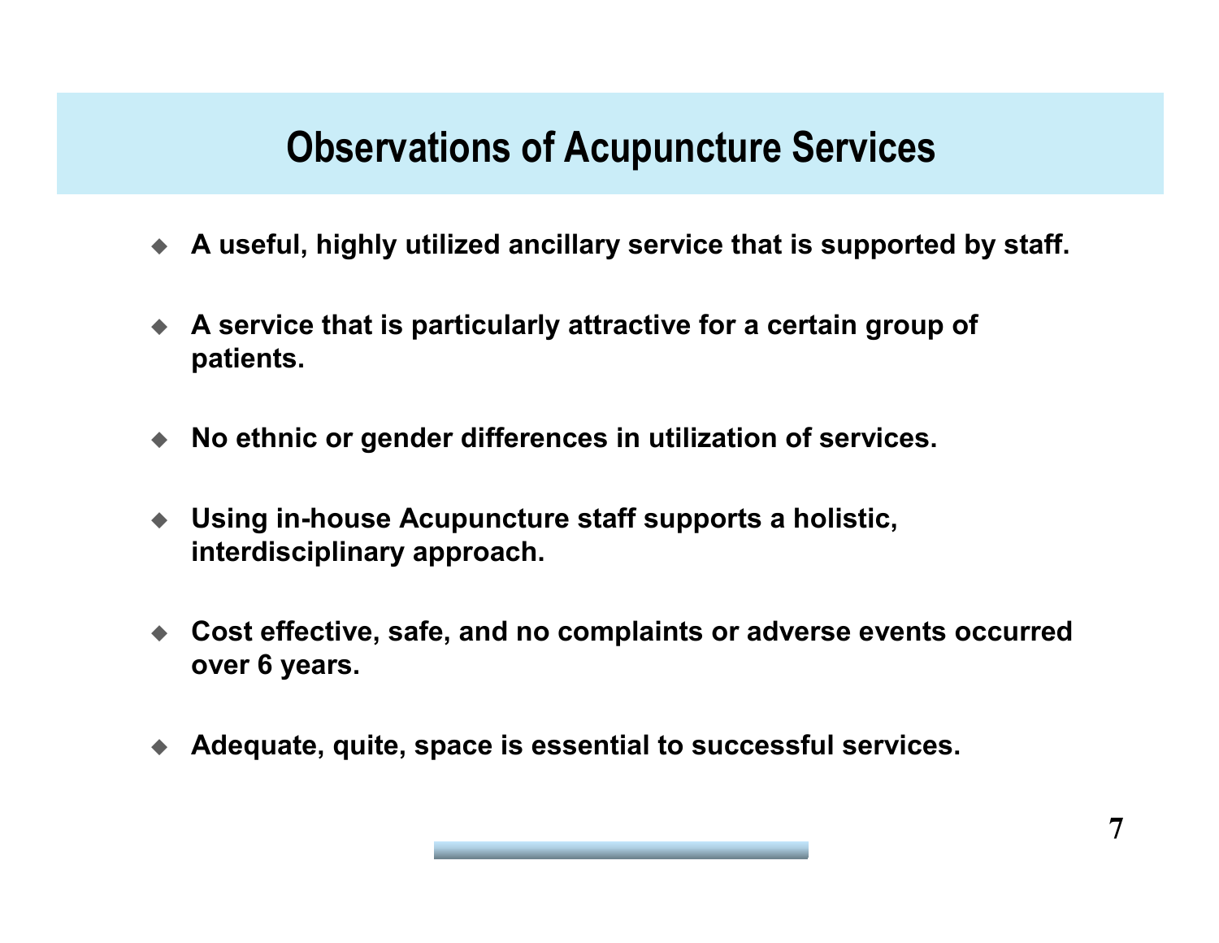# Observations of Acupuncture Services

- **A useful, highly utilized ancillary service that is supported by staff.**
- **A service that is particularly attractive for a certain group of patients.**
- **No ethnic or gender differences in utilization of services.**
- **Using in-house Acupuncture staff supports a holistic, interdisciplinary approach.**
- **Cost effective, safe, and no complaints or adverse events occurred over 6 years.**
- **Adequate, quite, space is essential to successful services.**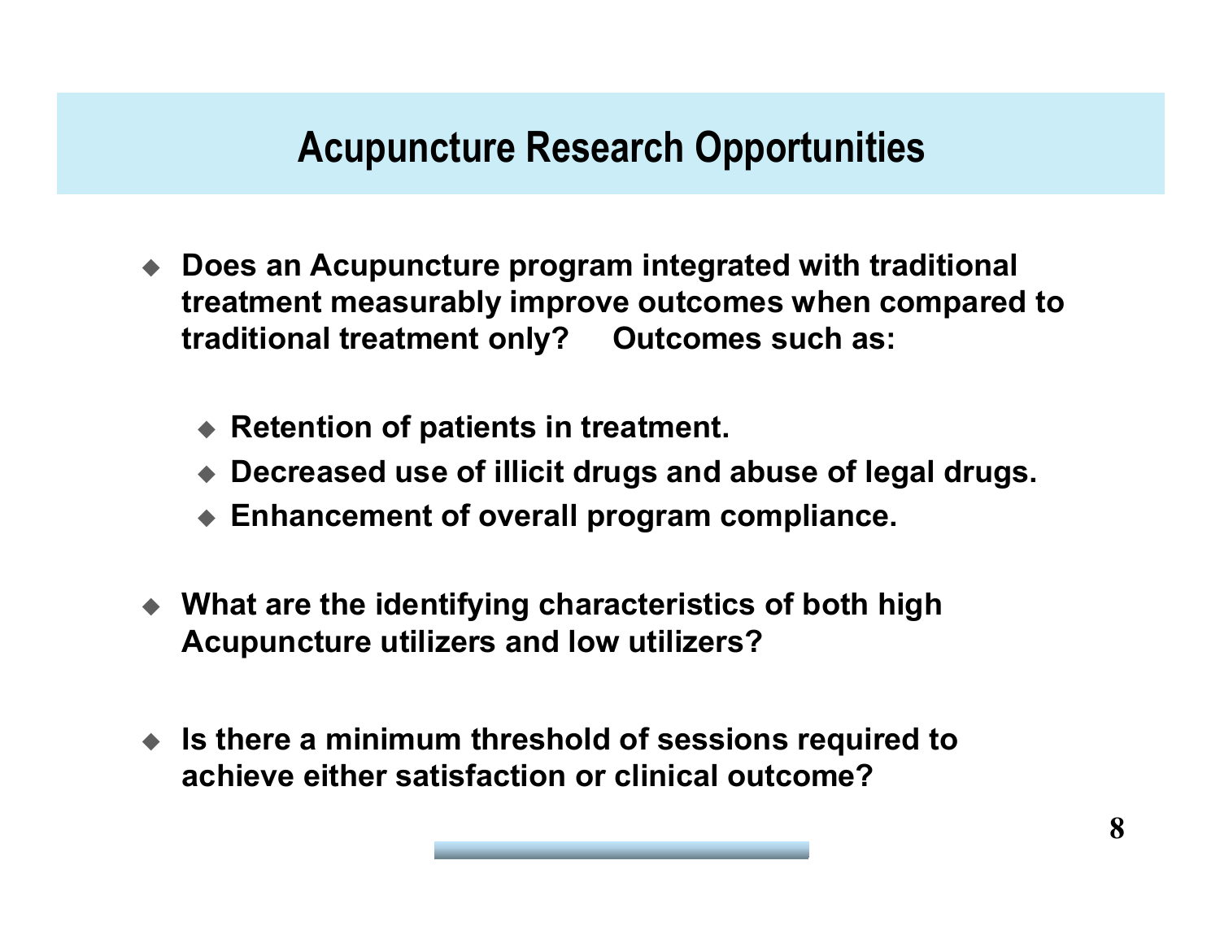# Acupuncture Research Opportunities

- **Does an Acupuncture program integrated with traditional treatment measurably improve outcomes when compared to traditional treatment only? Outcomes such as:**
  - **Retention of patients in treatment.**
  - **Decreased use of illicit drugs and abuse of legal drugs.**
  - **Enhancement of overall program compliance.**
- **What are the identifying characteristics of both high Acupuncture utilizers and low utilizers?**
- **Is there a minimum threshold of sessions required to achieve either satisfaction or clinical outcome?**